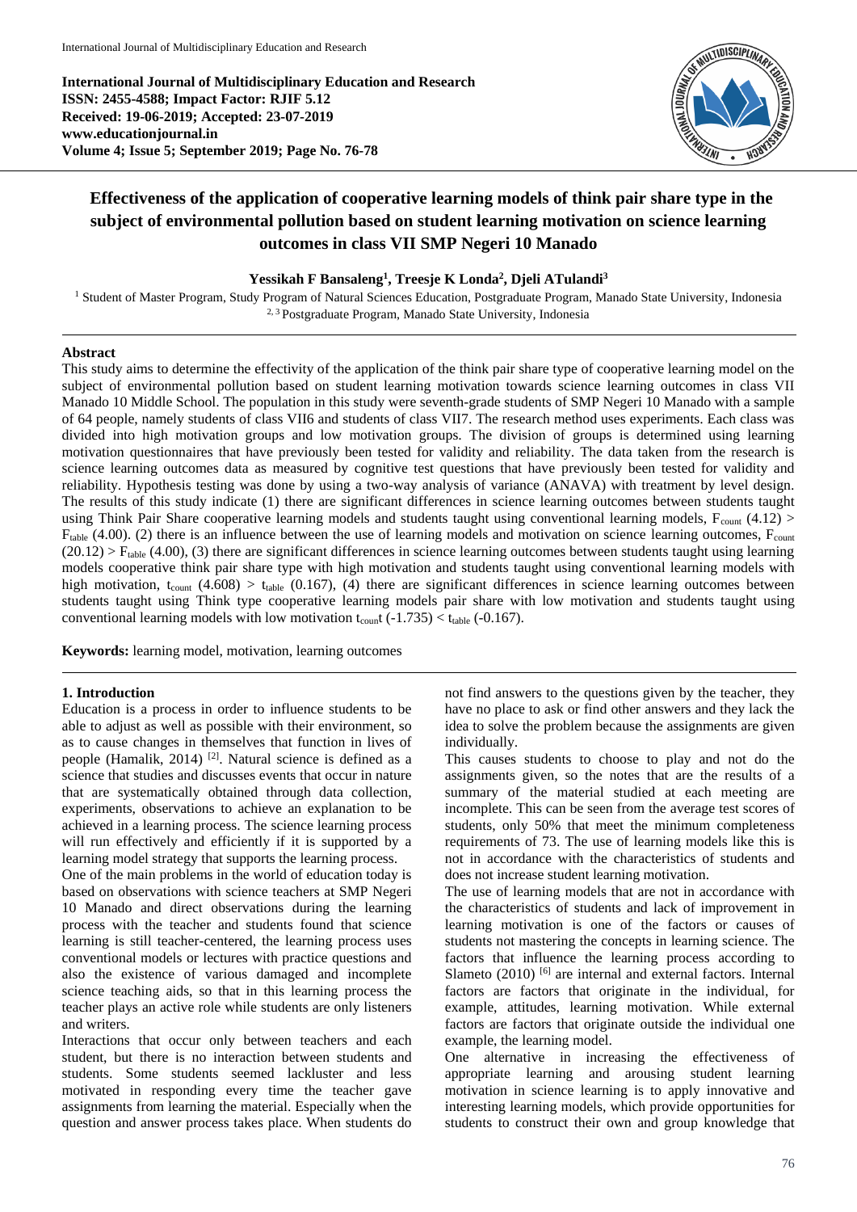International Journal of Multidisciplinary Education and Research
ISSN: 2455-4588; Impact Factor: RJIF 5.12
Received: 19-06-2019; Accepted: 23-07-2019
www.educationjournal.in
Volume 4; Issue 5; September 2019; Page No. 76-78

# Effectiveness of the application of cooperative learning models of think pair share type in the subject of environmental pollution based on student learning motivation on science learning outcomes in class VII SMP Negeri 10 Manado

**Yessikah F Bansaleng[1], Treesje K Londa[2], Djeli ATulandi[3]**

[1] Student of Master Program, Study Program of Natural Sciences Education, Postgraduate Program, Manado State University, Indonesia
[2, 3] Postgraduate Program, Manado State University, Indonesia

## Abstract

This study aims to determine the effectivity of the application of the think pair share type of cooperative learning model on the subject of environmental pollution based on student learning motivation towards science learning outcomes in class VII Manado 10 Middle School. The population in this study were seventh-grade students of SMP Negeri 10 Manado with a sample of 64 people, namely students of class VII6 and students of class VII7. The research method uses experiments. Each class was divided into high motivation groups and low motivation groups. The division of groups is determined using learning motivation questionnaires that have previously been tested for validity and reliability. The data taken from the research is science learning outcomes data as measured by cognitive test questions that have previously been tested for validity and reliability. Hypothesis testing was done by using a two-way analysis of variance (ANAVA) with treatment by level design. The results of this study indicate (1) there are significant differences in science learning outcomes between students taught using Think Pair Share cooperative learning models and students taught using conventional learning models, $F_{count}$ (4.12) > $F_{table}$ (4.00). (2) there is an influence between the use of learning models and motivation on science learning outcomes, $F_{count}$ (20.12) > $F_{table}$ (4.00), (3) there are significant differences in science learning outcomes between students taught using learning models cooperative think pair share type with high motivation and students taught using conventional learning models with high motivation, $t_{count}$ (4.608) > $t_{table}$ (0.167), (4) there are significant differences in science learning outcomes between students taught using Think type cooperative learning models pair share with low motivation and students taught using conventional learning models with low motivation $t_{count}$t (-1.735) < $t_{table}$ (-0.167).

**Keywords:** learning model, motivation, learning outcomes

## 1. Introduction

Education is a process in order to influence students to be able to adjust as well as possible with their environment, so as to cause changes in themselves that function in lives of people (Hamalik, 2014) [2]. Natural science is defined as a science that studies and discusses events that occur in nature that are systematically obtained through data collection, experiments, observations to achieve an explanation to be achieved in a learning process. The science learning process will run effectively and efficiently if it is supported by a learning model strategy that supports the learning process.

One of the main problems in the world of education today is based on observations with science teachers at SMP Negeri 10 Manado and direct observations during the learning process with the teacher and students found that science learning is still teacher-centered, the learning process uses conventional models or lectures with practice questions and also the existence of various damaged and incomplete science teaching aids, so that in this learning process the teacher plays an active role while students are only listeners and writers.

Interactions that occur only between teachers and each student, but there is no interaction between students and students. Some students seemed lackluster and less motivated in responding every time the teacher gave assignments from learning the material. Especially when the question and answer process takes place. When students do not find answers to the questions given by the teacher, they have no place to ask or find other answers and they lack the idea to solve the problem because the assignments are given individually.

This causes students to choose to play and not do the assignments given, so the notes that are the results of a summary of the material studied at each meeting are incomplete. This can be seen from the average test scores of students, only 50% that meet the minimum completeness requirements of 73. The use of learning models like this is not in accordance with the characteristics of students and does not increase student learning motivation.

The use of learning models that are not in accordance with the characteristics of students and lack of improvement in learning motivation is one of the factors or causes of students not mastering the concepts in learning science. The factors that influence the learning process according to Slameto (2010) [6] are internal and external factors. Internal factors are factors that originate in the individual, for example, attitudes, learning motivation. While external factors are factors that originate outside the individual one example, the learning model.

One alternative in increasing the effectiveness of appropriate learning and arousing student learning motivation in science learning is to apply innovative and interesting learning models, which provide opportunities for students to construct their own and group knowledge that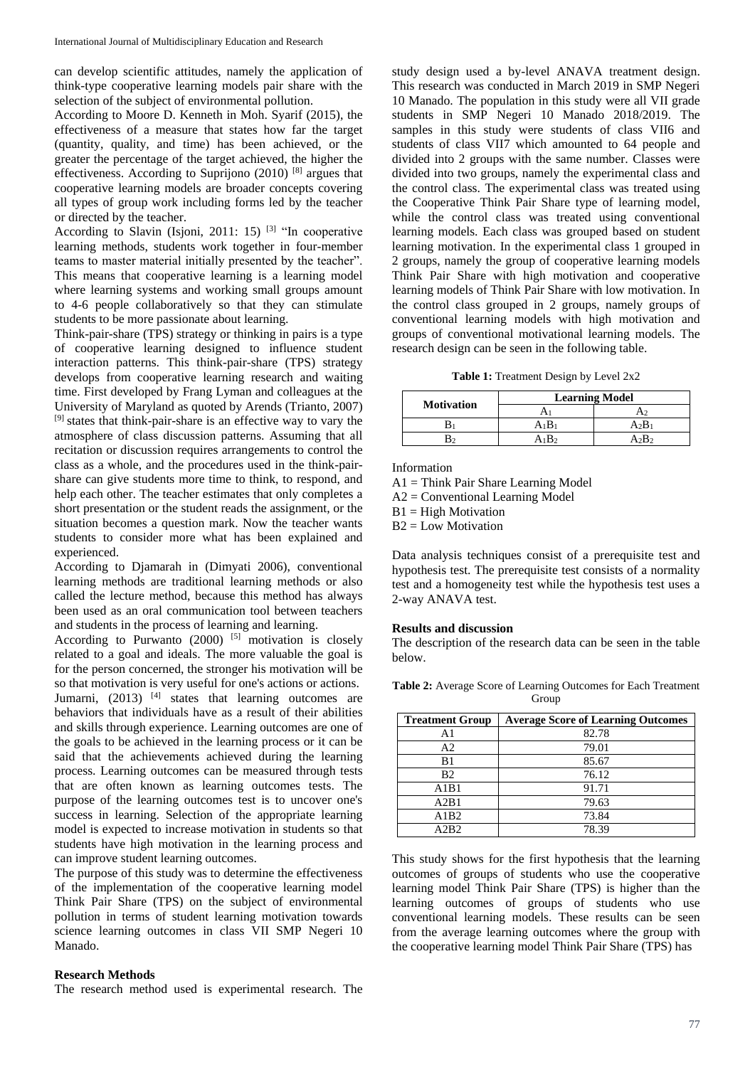can develop scientific attitudes, namely the application of think-type cooperative learning models pair share with the selection of the subject of environmental pollution.

According to Moore D. Kenneth in Moh. Syarif (2015), the effectiveness of a measure that states how far the target (quantity, quality, and time) has been achieved, or the greater the percentage of the target achieved, the higher the effectiveness. According to Suprijono (2010) [8] argues that cooperative learning models are broader concepts covering all types of group work including forms led by the teacher or directed by the teacher.

According to Slavin (Isjoni, 2011: 15) [3] "In cooperative learning methods, students work together in four-member teams to master material initially presented by the teacher". This means that cooperative learning is a learning model where learning systems and working small groups amount to 4-6 people collaboratively so that they can stimulate students to be more passionate about learning.

Think-pair-share (TPS) strategy or thinking in pairs is a type of cooperative learning designed to influence student interaction patterns. This think-pair-share (TPS) strategy develops from cooperative learning research and waiting time. First developed by Frang Lyman and colleagues at the University of Maryland as quoted by Arends (Trianto, 2007) [9] states that think-pair-share is an effective way to vary the atmosphere of class discussion patterns. Assuming that all recitation or discussion requires arrangements to control the class as a whole, and the procedures used in the think-pair-share can give students more time to think, to respond, and help each other. The teacher estimates that only completes a short presentation or the student reads the assignment, or the situation becomes a question mark. Now the teacher wants students to consider more what has been explained and experienced.

According to Djamarah in (Dimyati 2006), conventional learning methods are traditional learning methods or also called the lecture method, because this method has always been used as an oral communication tool between teachers and students in the process of learning and learning.

According to Purwanto (2000) [5] motivation is closely related to a goal and ideals. The more valuable the goal is for the person concerned, the stronger his motivation will be so that motivation is very useful for one's actions or actions.

Jumarni, (2013) [4] states that learning outcomes are behaviors that individuals have as a result of their abilities and skills through experience. Learning outcomes are one of the goals to be achieved in the learning process or it can be said that the achievements achieved during the learning process. Learning outcomes can be measured through tests that are often known as learning outcomes tests. The purpose of the learning outcomes test is to uncover one's success in learning. Selection of the appropriate learning model is expected to increase motivation in students so that students have high motivation in the learning process and can improve student learning outcomes.

The purpose of this study was to determine the effectiveness of the implementation of the cooperative learning model Think Pair Share (TPS) on the subject of environmental pollution in terms of student learning motivation towards science learning outcomes in class VII SMP Negeri 10 Manado.

**Research Methods**

The research method used is experimental research. The study design used a by-level ANAVA treatment design. This research was conducted in March 2019 in SMP Negeri 10 Manado. The population in this study were all VII grade students in SMP Negeri 10 Manado 2018/2019. The samples in this study were students of class VII6 and students of class VII7 which amounted to 64 people and divided into 2 groups with the same number. Classes were divided into two groups, namely the experimental class and the control class. The experimental class was treated using the Cooperative Think Pair Share type of learning model, while the control class was treated using conventional learning models. Each class was grouped based on student learning motivation. In the experimental class 1 grouped in 2 groups, namely the group of cooperative learning models Think Pair Share with high motivation and cooperative learning models of Think Pair Share with low motivation. In the control class grouped in 2 groups, namely groups of conventional learning models with high motivation and groups of conventional motivational learning models. The research design can be seen in the following table.

**Table 1:** Treatment Design by Level 2x2

| Motivation | Learning Model | |
|---|---|---|
| | $A_1$ | $A_2$ |
| $B_1$ | $A_1B_1$ | $A_2B_1$ |
| $B_2$ | $A_1B_2$ | $A_2B_2$ |

Information

A1 = Think Pair Share Learning Model
A2 = Conventional Learning Model
B1 = High Motivation
B2 = Low Motivation

Data analysis techniques consist of a prerequisite test and hypothesis test. The prerequisite test consists of a normality test and a homogeneity test while the hypothesis test uses a 2-way ANAVA test.

**Results and discussion**

The description of the research data can be seen in the table below.

**Table 2:** Average Score of Learning Outcomes for Each Treatment Group

| Treatment Group | Average Score of Learning Outcomes |
|---|---|
| A1 | 82.78 |
| A2 | 79.01 |
| B1 | 85.67 |
| B2 | 76.12 |
| A1B1 | 91.71 |
| A2B1 | 79.63 |
| A1B2 | 73.84 |
| A2B2 | 78.39 |

This study shows for the first hypothesis that the learning outcomes of groups of students who use the cooperative learning model Think Pair Share (TPS) is higher than the learning outcomes of groups of students who use conventional learning models. These results can be seen from the average learning outcomes where the group with the cooperative learning model Think Pair Share (TPS) has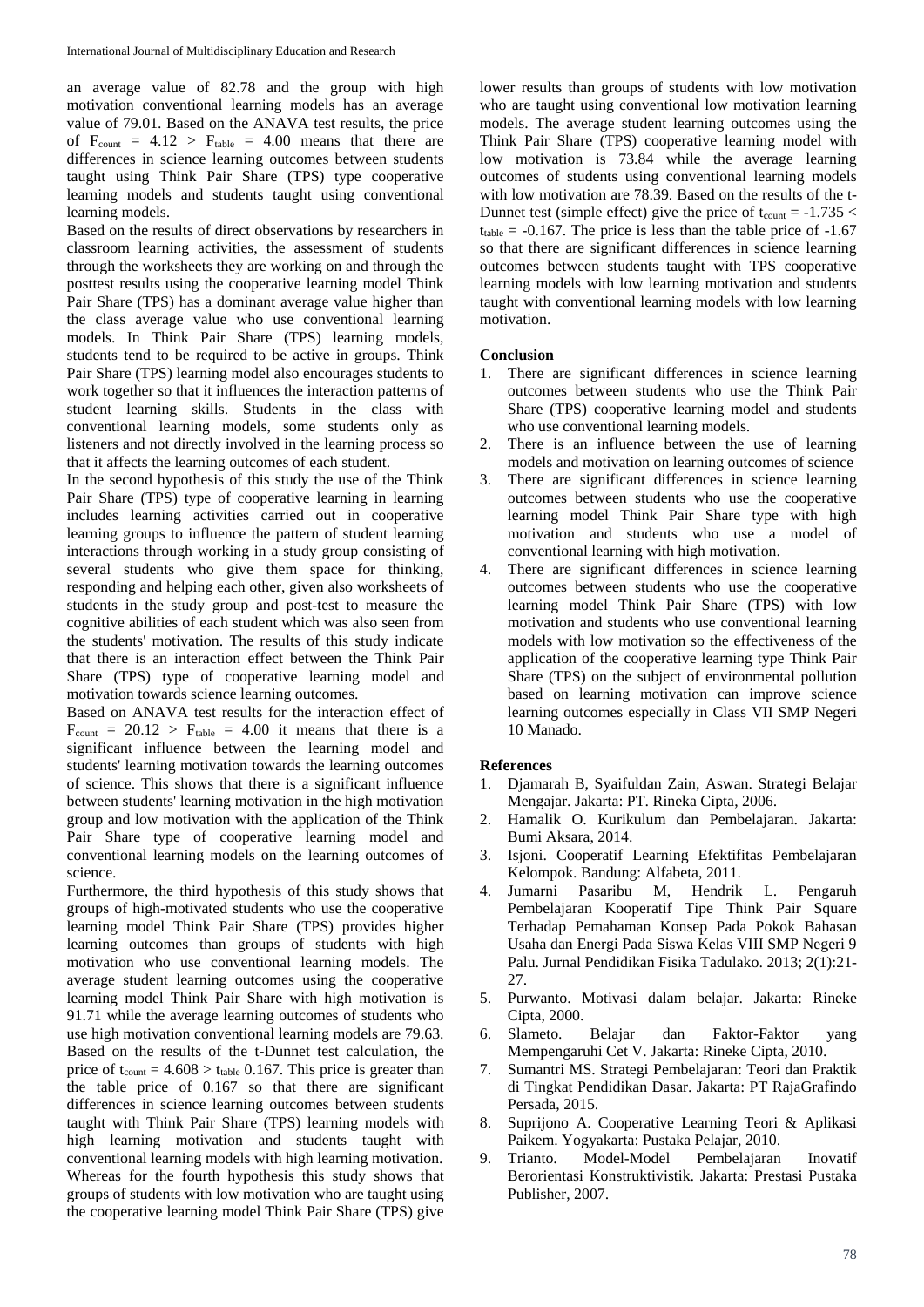an average value of 82.78 and the group with high motivation conventional learning models has an average value of 79.01. Based on the ANAVA test results, the price of $F_{count} = 4.12 > F_{table} = 4.00$ means that there are differences in science learning outcomes between students taught using Think Pair Share (TPS) type cooperative learning models and students taught using conventional learning models.

Based on the results of direct observations by researchers in classroom learning activities, the assessment of students through the worksheets they are working on and through the posttest results using the cooperative learning model Think Pair Share (TPS) has a dominant average value higher than the class average value who use conventional learning models. In Think Pair Share (TPS) learning models, students tend to be required to be active in groups. Think Pair Share (TPS) learning model also encourages students to work together so that it influences the interaction patterns of student learning skills. Students in the class with conventional learning models, some students only as listeners and not directly involved in the learning process so that it affects the learning outcomes of each student.

In the second hypothesis of this study the use of the Think Pair Share (TPS) type of cooperative learning in learning includes learning activities carried out in cooperative learning groups to influence the pattern of student learning interactions through working in a study group consisting of several students who give them space for thinking, responding and helping each other, given also worksheets of students in the study group and post-test to measure the cognitive abilities of each student which was also seen from the students' motivation. The results of this study indicate that there is an interaction effect between the Think Pair Share (TPS) type of cooperative learning model and motivation towards science learning outcomes.

Based on ANAVA test results for the interaction effect of $F_{count} = 20.12 > F_{table} = 4.00$ it means that there is a significant influence between the learning model and students' learning motivation towards the learning outcomes of science. This shows that there is a significant influence between students' learning motivation in the high motivation group and low motivation with the application of the Think Pair Share type of cooperative learning model and conventional learning models on the learning outcomes of science.

Furthermore, the third hypothesis of this study shows that groups of high-motivated students who use the cooperative learning model Think Pair Share (TPS) provides higher learning outcomes than groups of students with high motivation who use conventional learning models. The average student learning outcomes using the cooperative learning model Think Pair Share with high motivation is 91.71 while the average learning outcomes of students who use high motivation conventional learning models are 79.63. Based on the results of the t-Dunnet test calculation, the price of $t_{count} = 4.608 > t_{table}$ 0.167. This price is greater than the table price of 0.167 so that there are significant differences in science learning outcomes between students taught with Think Pair Share (TPS) learning models with high learning motivation and students taught with conventional learning models with high learning motivation.

Whereas for the fourth hypothesis this study shows that groups of students with low motivation who are taught using the cooperative learning model Think Pair Share (TPS) give lower results than groups of students with low motivation who are taught using conventional low motivation learning models. The average student learning outcomes using the Think Pair Share (TPS) cooperative learning model with low motivation is 73.84 while the average learning outcomes of students using conventional learning models with low motivation are 78.39. Based on the results of the t-Dunnet test (simple effect) give the price of $t_{count} = -1.735 < t_{table} = -0.167$. The price is less than the table price of -1.67 so that there are significant differences in science learning outcomes between students taught with TPS cooperative learning models with low learning motivation and students taught with conventional learning models with low learning motivation.

## Conclusion

1. There are significant differences in science learning outcomes between students who use the Think Pair Share (TPS) cooperative learning model and students who use conventional learning models.
2. There is an influence between the use of learning models and motivation on learning outcomes of science
3. There are significant differences in science learning outcomes between students who use the cooperative learning model Think Pair Share type with high motivation and students who use a model of conventional learning with high motivation.
4. There are significant differences in science learning outcomes between students who use the cooperative learning model Think Pair Share (TPS) with low motivation and students who use conventional learning models with low motivation so the effectiveness of the application of the cooperative learning type Think Pair Share (TPS) on the subject of environmental pollution based on learning motivation can improve science learning outcomes especially in Class VII SMP Negeri 10 Manado.

## References

1. Djamarah B, Syaifuldan Zain, Aswan. Strategi Belajar Mengajar. Jakarta: PT. Rineka Cipta, 2006.
2. Hamalik O. Kurikulum dan Pembelajaran. Jakarta: Bumi Aksara, 2014.
3. Isjoni. Cooperatif Learning Efektifitas Pembelajaran Kelompok. Bandung: Alfabeta, 2011.
4. Jumarni Pasaribu M, Hendrik L. Pengaruh Pembelajaran Kooperatif Tipe Think Pair Square Terhadap Pemahaman Konsep Pada Pokok Bahasan Usaha dan Energi Pada Siswa Kelas VIII SMP Negeri 9 Palu. Jurnal Pendidikan Fisika Tadulako. 2013; 2(1):21-27.
5. Purwanto. Motivasi dalam belajar. Jakarta: Rineke Cipta, 2000.
6. Slameto. Belajar dan Faktor-Faktor yang Mempengaruhi Cet V. Jakarta: Rineke Cipta, 2010.
7. Sumantri MS. Strategi Pembelajaran: Teori dan Praktik di Tingkat Pendidikan Dasar. Jakarta: PT RajaGrafindo Persada, 2015.
8. Suprijono A. Cooperative Learning Teori & Aplikasi Paikem. Yogyakarta: Pustaka Pelajar, 2010.
9. Trianto. Model-Model Pembelajaran Inovatif Berorientasi Konstruktivistik. Jakarta: Prestasi Pustaka Publisher, 2007.